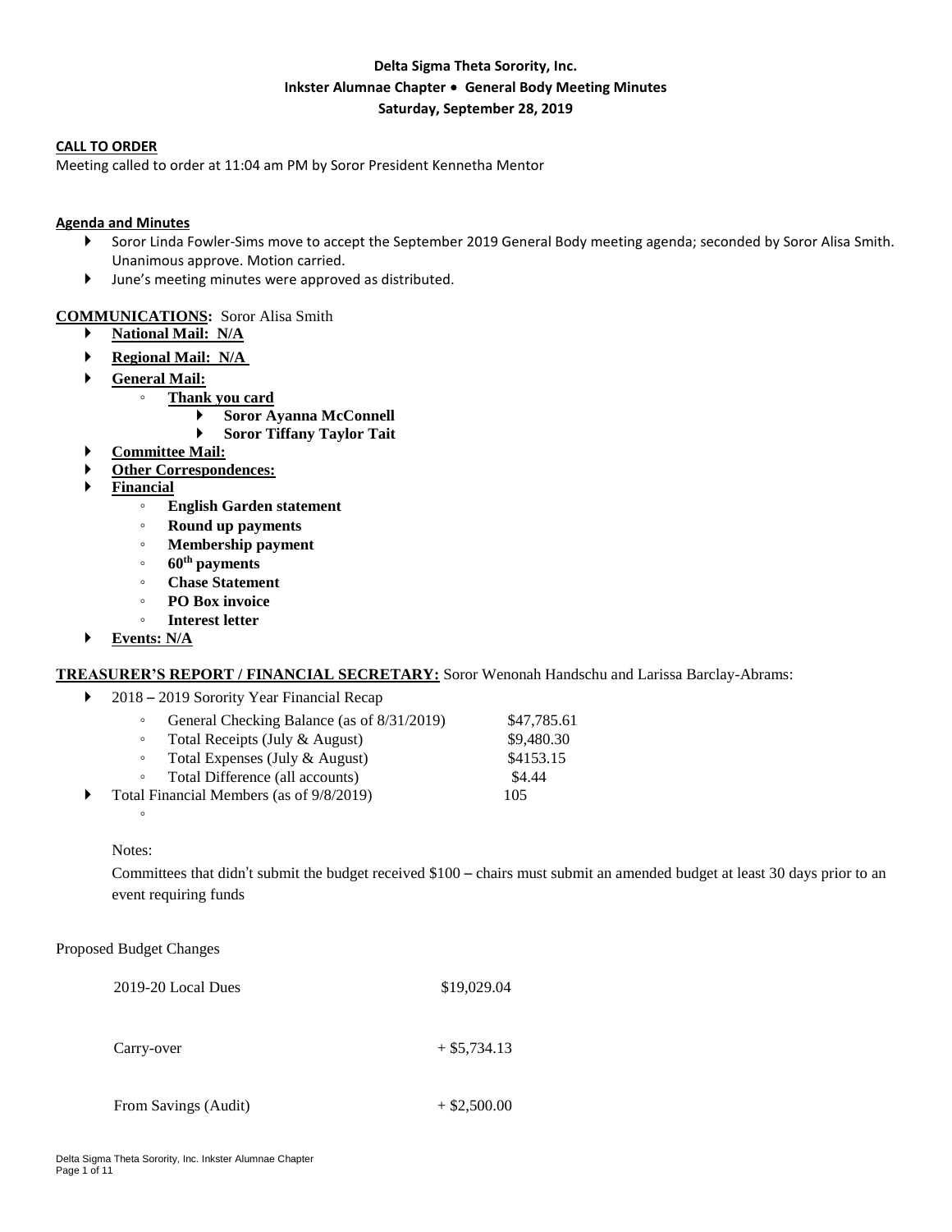**Delta Sigma Theta Sorority, Inc.**
**Inkster Alumnae Chapter • General Body Meeting Minutes**
**Saturday, September 28, 2019**

**CALL TO ORDER**

Meeting called to order at 11:04 am PM by Soror President Kennetha Mentor

**Agenda and Minutes**

- Soror Linda Fowler-Sims move to accept the September 2019 General Body meeting agenda; seconded by Soror Alisa Smith. Unanimous approve. Motion carried.
- June's meeting minutes were approved as distributed.

**COMMUNICATIONS:** Soror Alisa Smith

- **National Mail: N/A**
- **Regional Mail: N/A**
- **General Mail:**
  - **Thank you card**
    - **Soror Ayanna McConnell**
    - **Soror Tiffany Taylor Tait**
- **Committee Mail:**
- **Other Correspondences:**
- **Financial**
  - **English Garden statement**
  - **Round up payments**
  - **Membership payment**
  - **60th payments**
  - **Chase Statement**
  - **PO Box invoice**
  - **Interest letter**
- **Events: N/A**

**TREASURER'S REPORT / FINANCIAL SECRETARY:** Soror Wenonah Handschu and Larissa Barclay-Abrams:

- 2018 – 2019 Sorority Year Financial Recap
  - General Checking Balance (as of 8/31/2019) $47,785.61
  - Total Receipts (July & August) $9,480.30
  - Total Expenses (July & August) $4153.15
  - Total Difference (all accounts) $4.44
- Total Financial Members (as of 9/8/2019) 105

Notes:

Committees that didn't submit the budget received $100 – chairs must submit an amended budget at least 30 days prior to an event requiring funds

Proposed Budget Changes

| | |
|---|---|
| 2019-20 Local Dues | $19,029.04 |
| Carry-over | + $5,734.13 |
| From Savings (Audit) | + $2,500.00 |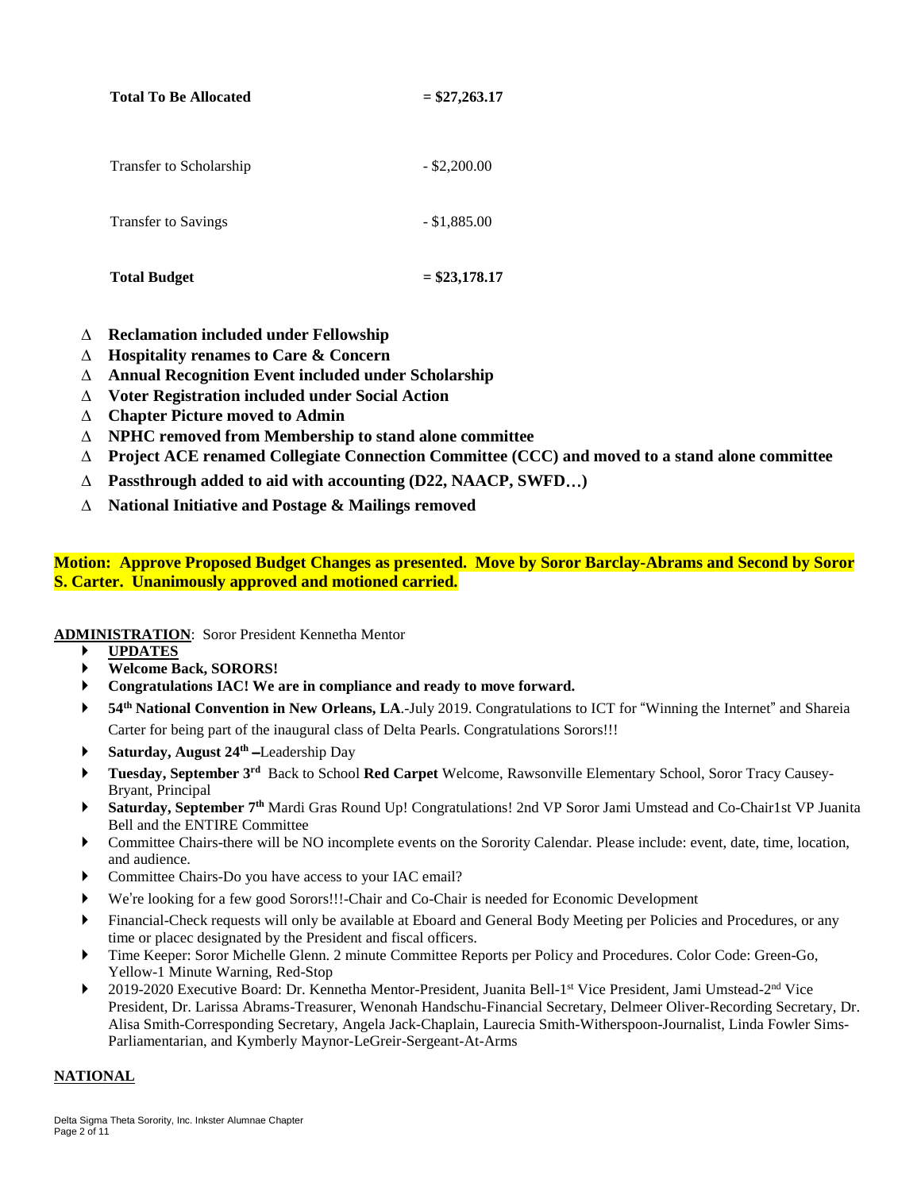| | |
|---|---|
| **Total To Be Allocated** | **= $27,263.17** |
| Transfer to Scholarship | - $2,200.00 |
| Transfer to Savings | - $1,885.00 |
| **Total Budget** | **= $23,178.17** |

- ∆ **Reclamation included under Fellowship**
- ∆ **Hospitality renames to Care & Concern**
- ∆ **Annual Recognition Event included under Scholarship**
- ∆ **Voter Registration included under Social Action**
- ∆ **Chapter Picture moved to Admin**
- ∆ **NPHC removed from Membership to stand alone committee**
- ∆ **Project ACE renamed Collegiate Connection Committee (CCC) and moved to a stand alone committee**
- ∆ **Passthrough added to aid with accounting (D22, NAACP, SWFD…)**
- ∆ **National Initiative and Postage & Mailings removed**

**Motion: Approve Proposed Budget Changes as presented. Move by Soror Barclay-Abrams and Second by Soror S. Carter. Unanimously approved and motioned carried.**

**ADMINISTRATION**: Soror President Kennetha Mentor

- **UPDATES**
- **Welcome Back, SORORS!**
- **Congratulations IAC! We are in compliance and ready to move forward.**
- **54th National Convention in New Orleans, LA**.-July 2019. Congratulations to ICT for "Winning the Internet" and Shareia Carter for being part of the inaugural class of Delta Pearls. Congratulations Sorors!!!
- **Saturday, August 24th –**Leadership Day
- **Tuesday, September 3rd** Back to School **Red Carpet** Welcome, Rawsonville Elementary School, Soror Tracy Causey-Bryant, Principal
- **Saturday, September 7th** Mardi Gras Round Up! Congratulations! 2nd VP Soror Jami Umstead and Co-Chair1st VP Juanita Bell and the ENTIRE Committee
- Committee Chairs-there will be NO incomplete events on the Sorority Calendar. Please include: event, date, time, location, and audience.
- Committee Chairs-Do you have access to your IAC email?
- We're looking for a few good Sorors!!!-Chair and Co-Chair is needed for Economic Development
- Financial-Check requests will only be available at Eboard and General Body Meeting per Policies and Procedures, or any time or placec designated by the President and fiscal officers.
- Time Keeper: Soror Michelle Glenn. 2 minute Committee Reports per Policy and Procedures. Color Code: Green-Go, Yellow-1 Minute Warning, Red-Stop
- 2019-2020 Executive Board: Dr. Kennetha Mentor-President, Juanita Bell-1st Vice President, Jami Umstead-2nd Vice President, Dr. Larissa Abrams-Treasurer, Wenonah Handschu-Financial Secretary, Delmeer Oliver-Recording Secretary, Dr. Alisa Smith-Corresponding Secretary, Angela Jack-Chaplain, Laurecia Smith-Witherspoon-Journalist, Linda Fowler Sims-Parliamentarian, and Kymberly Maynor-LeGreir-Sergeant-At-Arms

**NATIONAL**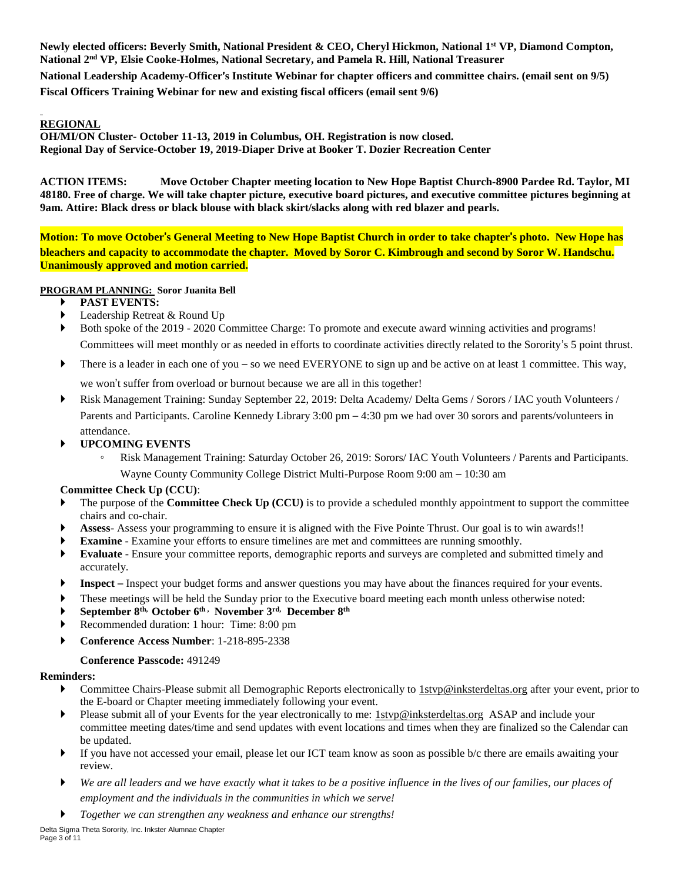**Newly elected officers: Beverly Smith, National President & CEO, Cheryl Hickmon, National 1st VP, Diamond Compton, National 2nd VP, Elsie Cooke-Holmes, National Secretary, and Pamela R. Hill, National Treasurer**

**National Leadership Academy-Officer's Institute Webinar for chapter officers and committee chairs. (email sent on 9/5)**

**Fiscal Officers Training Webinar for new and existing fiscal officers (email sent 9/6)**

**REGIONAL**

**OH/MI/ON Cluster- October 11-13, 2019 in Columbus, OH. Registration is now closed.**
**Regional Day of Service-October 19, 2019-Diaper Drive at Booker T. Dozier Recreation Center**

**ACTION ITEMS: Move October Chapter meeting location to New Hope Baptist Church-8900 Pardee Rd. Taylor, MI 48180. Free of charge. We will take chapter picture, executive board pictures, and executive committee pictures beginning at 9am. Attire: Black dress or black blouse with black skirt/slacks along with red blazer and pearls.**

**Motion: To move October's General Meeting to New Hope Baptist Church in order to take chapter's photo. New Hope has bleachers and capacity to accommodate the chapter. Moved by Soror C. Kimbrough and second by Soror W. Handschu. Unanimously approved and motion carried.**

**PROGRAM PLANNING: Soror Juanita Bell**

- **PAST EVENTS:**
- Leadership Retreat & Round Up
- Both spoke of the 2019 - 2020 Committee Charge: To promote and execute award winning activities and programs! Committees will meet monthly or as needed in efforts to coordinate activities directly related to the Sorority's 5 point thrust.
- There is a leader in each one of you – so we need EVERYONE to sign up and be active on at least 1 committee. This way, we won't suffer from overload or burnout because we are all in this together!
- Risk Management Training: Sunday September 22, 2019: Delta Academy/ Delta Gems / Sorors / IAC youth Volunteers / Parents and Participants. Caroline Kennedy Library 3:00 pm – 4:30 pm we had over 30 sorors and parents/volunteers in attendance.
- **UPCOMING EVENTS**
  - Risk Management Training: Saturday October 26, 2019: Sorors/ IAC Youth Volunteers / Parents and Participants. Wayne County Community College District Multi-Purpose Room 9:00 am – 10:30 am

**Committee Check Up (CCU)**:

- The purpose of the **Committee Check Up (CCU)** is to provide a scheduled monthly appointment to support the committee chairs and co-chair.
- **Assess**- Assess your programming to ensure it is aligned with the Five Pointe Thrust. Our goal is to win awards!!
- **Examine** - Examine your efforts to ensure timelines are met and committees are running smoothly.
- **Evaluate** - Ensure your committee reports, demographic reports and surveys are completed and submitted timely and accurately.
- **Inspect** – Inspect your budget forms and answer questions you may have about the finances required for your events.
- These meetings will be held the Sunday prior to the Executive board meeting each month unless otherwise noted:
- **September 8th, October 6th, November 3rd, December 8th**
- Recommended duration: 1 hour: Time: 8:00 pm
- **Conference Access Number**: 1-218-895-2338

  **Conference Passcode:** 491249

**Reminders:**

- Committee Chairs-Please submit all Demographic Reports electronically to 1stvp@inksterdeltas.org after your event, prior to the E-board or Chapter meeting immediately following your event.
- Please submit all of your Events for the year electronically to me: 1stvp@inksterdeltas.org ASAP and include your committee meeting dates/time and send updates with event locations and times when they are finalized so the Calendar can be updated.
- If you have not accessed your email, please let our ICT team know as soon as possible b/c there are emails awaiting your review.
- *We are all leaders and we have exactly what it takes to be a positive influence in the lives of our families, our places of employment and the individuals in the communities in which we serve!*
- *Together we can strengthen any weakness and enhance our strengths!*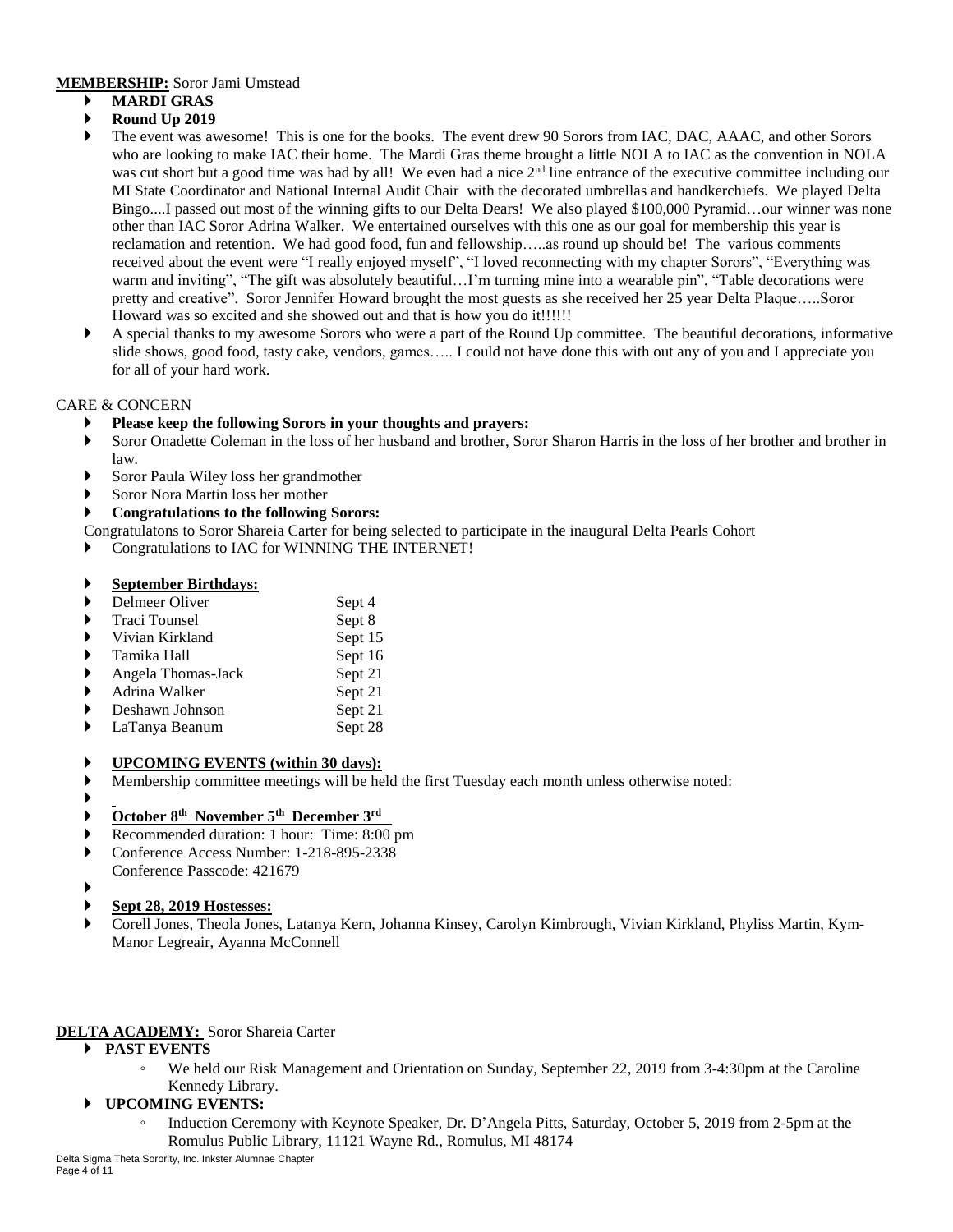**MEMBERSHIP:** Soror Jami Umstead

- **MARDI GRAS**
- **Round Up 2019**
- The event was awesome! This is one for the books. The event drew 90 Sorors from IAC, DAC, AAAC, and other Sorors who are looking to make IAC their home. The Mardi Gras theme brought a little NOLA to IAC as the convention in NOLA was cut short but a good time was had by all! We even had a nice 2nd line entrance of the executive committee including our MI State Coordinator and National Internal Audit Chair with the decorated umbrellas and handkerchiefs. We played Delta Bingo....I passed out most of the winning gifts to our Delta Dears! We also played $100,000 Pyramid…our winner was none other than IAC Soror Adrina Walker. We entertained ourselves with this one as our goal for membership this year is reclamation and retention. We had good food, fun and fellowship…..as round up should be! The various comments received about the event were "I really enjoyed myself", "I loved reconnecting with my chapter Sorors", "Everything was warm and inviting", "The gift was absolutely beautiful…I'm turning mine into a wearable pin", "Table decorations were pretty and creative". Soror Jennifer Howard brought the most guests as she received her 25 year Delta Plaque…..Soror Howard was so excited and she showed out and that is how you do it!!!!!!
- A special thanks to my awesome Sorors who were a part of the Round Up committee. The beautiful decorations, informative slide shows, good food, tasty cake, vendors, games….. I could not have done this with out any of you and I appreciate you for all of your hard work.

CARE & CONCERN

- **Please keep the following Sorors in your thoughts and prayers:**
- Soror Onadette Coleman in the loss of her husband and brother, Soror Sharon Harris in the loss of her brother and brother in law.
- Soror Paula Wiley loss her grandmother
- Soror Nora Martin loss her mother
- **Congratulations to the following Sorors:**

Congratulatons to Soror Shareia Carter for being selected to participate in the inaugural Delta Pearls Cohort

- Congratulations to IAC for WINNING THE INTERNET!

- **September Birthdays:**
- Delmeer Oliver Sept 4
- Traci Tounsel Sept 8
- Vivian Kirkland Sept 15
- Tamika Hall Sept 16
- Angela Thomas-Jack Sept 21
- Adrina Walker Sept 21
- Deshawn Johnson Sept 21
- LaTanya Beanum Sept 28

- **UPCOMING EVENTS (within 30 days):**
- Membership committee meetings will be held the first Tuesday each month unless otherwise noted:
- **October 8th November 5th December 3rd**
- Recommended duration: 1 hour: Time: 8:00 pm
- Conference Access Number: 1-218-895-2338
  Conference Passcode: 421679

- **Sept 28, 2019 Hostesses:**
- Corell Jones, Theola Jones, Latanya Kern, Johanna Kinsey, Carolyn Kimbrough, Vivian Kirkland, Phyliss Martin, Kym-Manor Legreair, Ayanna McConnell

**DELTA ACADEMY:** Soror Shareia Carter

- **PAST EVENTS**
  - We held our Risk Management and Orientation on Sunday, September 22, 2019 from 3-4:30pm at the Caroline Kennedy Library.
- **UPCOMING EVENTS:**
  - Induction Ceremony with Keynote Speaker, Dr. D'Angela Pitts, Saturday, October 5, 2019 from 2-5pm at the Romulus Public Library, 11121 Wayne Rd., Romulus, MI 48174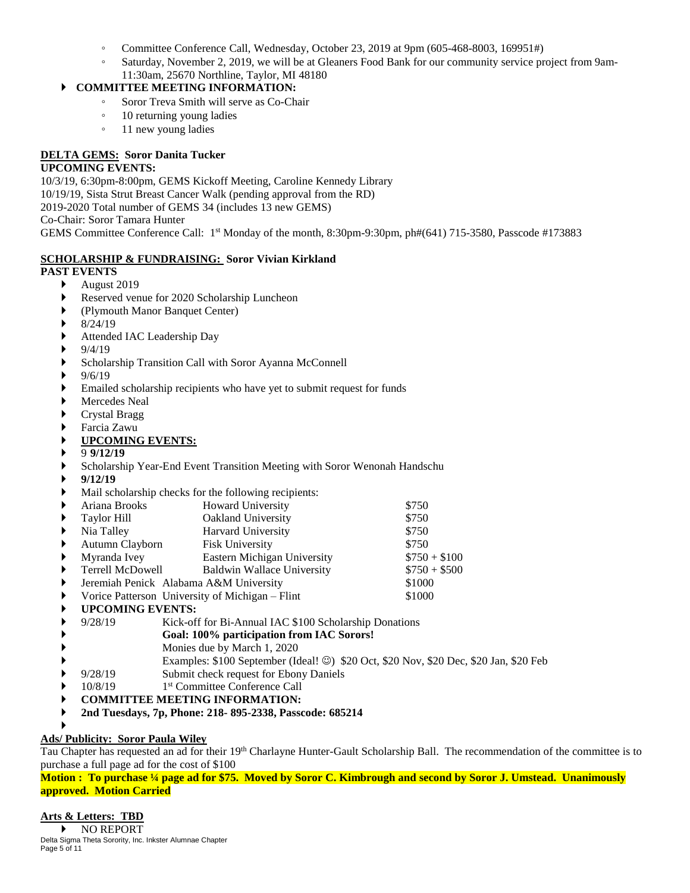- Committee Conference Call, Wednesday, October 23, 2019 at 9pm (605-468-8003, 169951#)
- Saturday, November 2, 2019, we will be at Gleaners Food Bank for our community service project from 9am-11:30am, 25670 Northline, Taylor, MI 48180

- **COMMITTEE MEETING INFORMATION:**
  - Soror Treva Smith will serve as Co-Chair
  - 10 returning young ladies
  - 11 new young ladies

**DELTA GEMS: Soror Danita Tucker**

**UPCOMING EVENTS:**

10/3/19, 6:30pm-8:00pm, GEMS Kickoff Meeting, Caroline Kennedy Library
10/19/19, Sista Strut Breast Cancer Walk (pending approval from the RD)
2019-2020 Total number of GEMS 34 (includes 13 new GEMS)
Co-Chair: Soror Tamara Hunter
GEMS Committee Conference Call: 1st Monday of the month, 8:30pm-9:30pm, ph#(641) 715-3580, Passcode #173883

**SCHOLARSHIP & FUNDRAISING: Soror Vivian Kirkland**

**PAST EVENTS**

- August 2019
- Reserved venue for 2020 Scholarship Luncheon
- (Plymouth Manor Banquet Center)
- 8/24/19
- Attended IAC Leadership Day
- 9/4/19
- Scholarship Transition Call with Soror Ayanna McConnell
- 9/6/19
- Emailed scholarship recipients who have yet to submit request for funds
- Mercedes Neal
- Crystal Bragg
- Farcia Zawu
- **UPCOMING EVENTS:**
- 9 **9/12/19**
- Scholarship Year-End Event Transition Meeting with Soror Wenonah Handschu
- **9/12/19**
- Mail scholarship checks for the following recipients:

| Name | University | Amount |
|---|---|---|
| Ariana Brooks | Howard University | \$750 |
| Taylor Hill | Oakland University | \$750 |
| Nia Talley | Harvard University | \$750 |
| Autumn Clayborn | Fisk University | \$750 |
| Myranda Ivey | Eastern Michigan University | \$750 + \$100 |
| Terrell McDowell | Baldwin Wallace University | \$750 + \$500 |
| Jeremiah Penick | Alabama A&M University | \$1000 |
| Vorice Patterson | University of Michigan – Flint | \$1000 |

- **UPCOMING EVENTS:**
- 9/28/19 Kick-off for Bi-Annual IAC \$100 Scholarship Donations
- **Goal: 100% participation from IAC Sorors!**
- Monies due by March 1, 2020
- Examples: \$100 September (Ideal! ☺) \$20 Oct, \$20 Nov, \$20 Dec, \$20 Jan, \$20 Feb
- 9/28/19 Submit check request for Ebony Daniels
- 10/8/19 1st Committee Conference Call
- **COMMITTEE MEETING INFORMATION:**
- **2nd Tuesdays, 7p, Phone: 218- 895-2338, Passcode: 685214**

**Ads/ Publicity: Soror Paula Wiley**

Tau Chapter has requested an ad for their 19th Charlayne Hunter-Gault Scholarship Ball. The recommendation of the committee is to purchase a full page ad for the cost of \$100

**Motion : To purchase ¼ page ad for \$75. Moved by Soror C. Kimbrough and second by Soror J. Umstead. Unanimously approved. Motion Carried**

**Arts & Letters: TBD**

- NO REPORT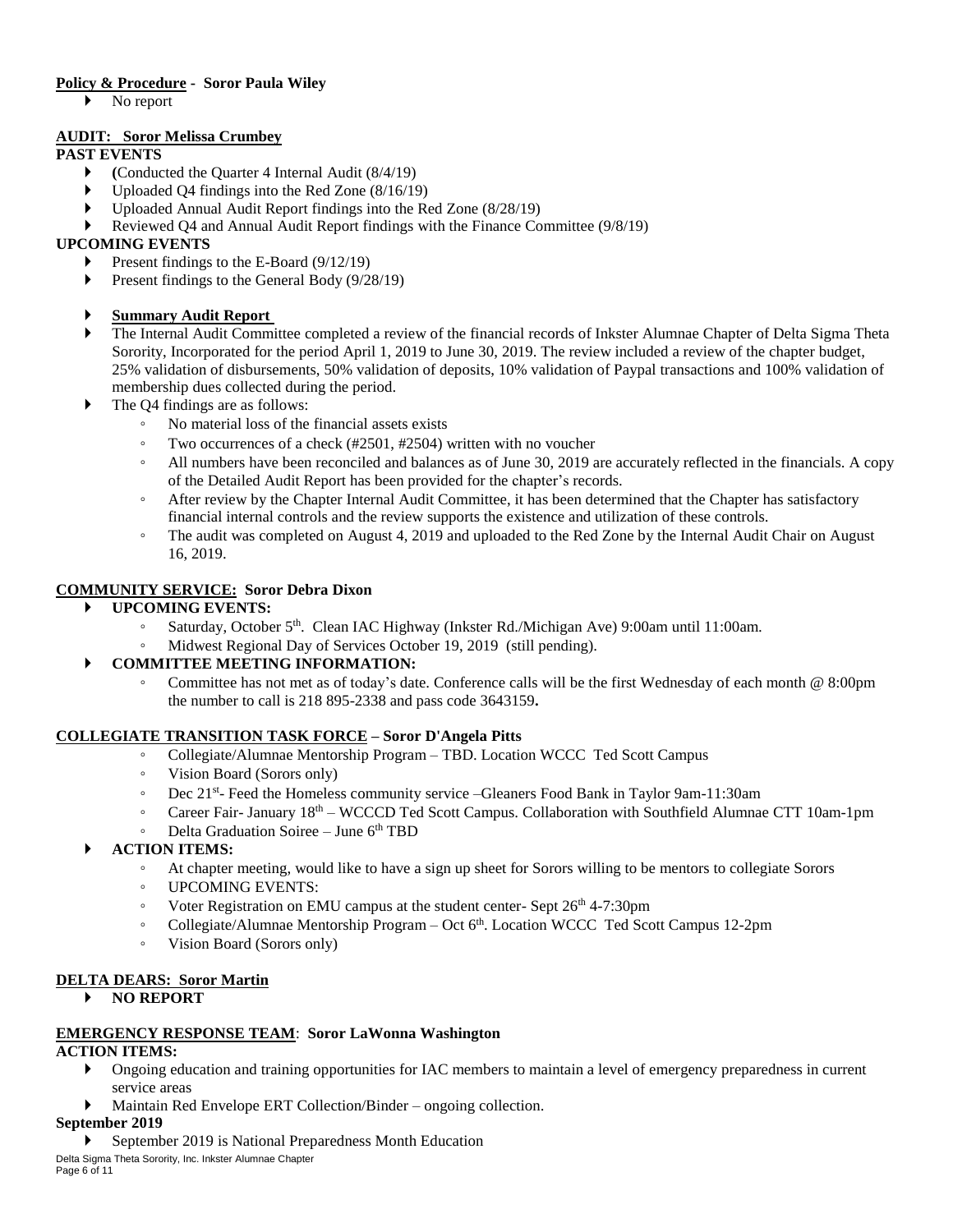**Policy & Procedure - Soror Paula Wiley**

- No report

**AUDIT: Soror Melissa Crumbey**

**PAST EVENTS**

- (Conducted the Quarter 4 Internal Audit (8/4/19)
- Uploaded Q4 findings into the Red Zone (8/16/19)
- Uploaded Annual Audit Report findings into the Red Zone (8/28/19)
- Reviewed Q4 and Annual Audit Report findings with the Finance Committee (9/8/19)

**UPCOMING EVENTS**

- Present findings to the E-Board (9/12/19)
- Present findings to the General Body (9/28/19)
- **Summary Audit Report**
- The Internal Audit Committee completed a review of the financial records of Inkster Alumnae Chapter of Delta Sigma Theta Sorority, Incorporated for the period April 1, 2019 to June 30, 2019. The review included a review of the chapter budget, 25% validation of disbursements, 50% validation of deposits, 10% validation of Paypal transactions and 100% validation of membership dues collected during the period.
- The Q4 findings are as follows:
  - No material loss of the financial assets exists
  - Two occurrences of a check (#2501, #2504) written with no voucher
  - All numbers have been reconciled and balances as of June 30, 2019 are accurately reflected in the financials. A copy of the Detailed Audit Report has been provided for the chapter's records.
  - After review by the Chapter Internal Audit Committee, it has been determined that the Chapter has satisfactory financial internal controls and the review supports the existence and utilization of these controls.
  - The audit was completed on August 4, 2019 and uploaded to the Red Zone by the Internal Audit Chair on August 16, 2019.

**COMMUNITY SERVICE: Soror Debra Dixon**

- **UPCOMING EVENTS:**
  - Saturday, October 5th. Clean IAC Highway (Inkster Rd./Michigan Ave) 9:00am until 11:00am.
  - Midwest Regional Day of Services October 19, 2019 (still pending).
- **COMMITTEE MEETING INFORMATION:**
  - Committee has not met as of today's date. Conference calls will be the first Wednesday of each month @ 8:00pm the number to call is 218 895-2338 and pass code 3643159**.**

**COLLEGIATE TRANSITION TASK FORCE – Soror D'Angela Pitts**

- Collegiate/Alumnae Mentorship Program – TBD. Location WCCC Ted Scott Campus
- Vision Board (Sorors only)
- Dec 21st- Feed the Homeless community service –Gleaners Food Bank in Taylor 9am-11:30am
- Career Fair- January 18th – WCCCD Ted Scott Campus. Collaboration with Southfield Alumnae CTT 10am-1pm
- Delta Graduation Soiree – June 6th TBD
- **ACTION ITEMS:**
  - At chapter meeting, would like to have a sign up sheet for Sorors willing to be mentors to collegiate Sorors
  - UPCOMING EVENTS:
  - Voter Registration on EMU campus at the student center- Sept 26th 4-7:30pm
  - Collegiate/Alumnae Mentorship Program – Oct 6th. Location WCCC Ted Scott Campus 12-2pm
  - Vision Board (Sorors only)

**DELTA DEARS: Soror Martin**

- **NO REPORT**

**EMERGENCY RESPONSE TEAM: Soror LaWonna Washington**

**ACTION ITEMS:**

- Ongoing education and training opportunities for IAC members to maintain a level of emergency preparedness in current service areas
- Maintain Red Envelope ERT Collection/Binder – ongoing collection.

**September 2019**

- September 2019 is National Preparedness Month Education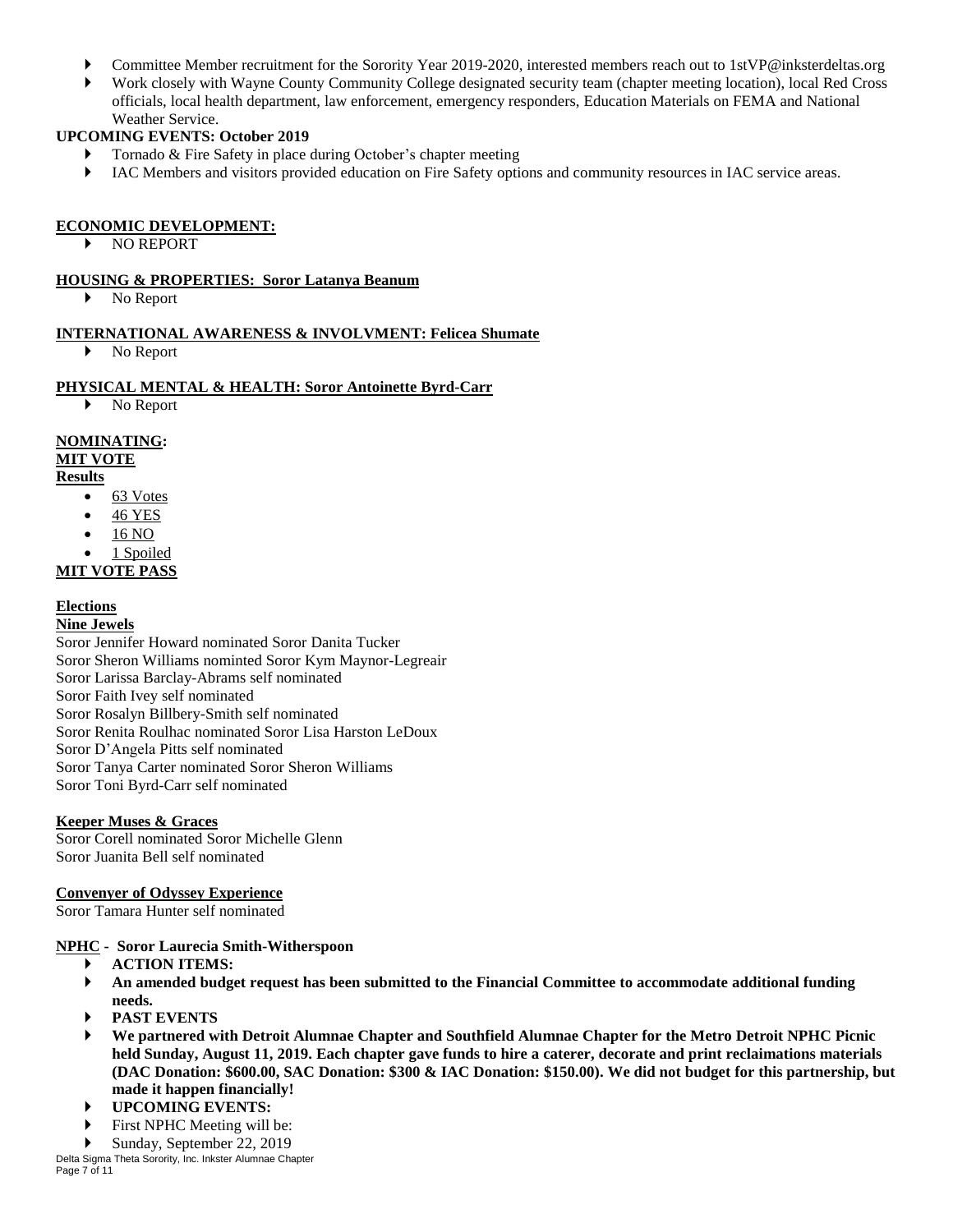- Committee Member recruitment for the Sorority Year 2019-2020, interested members reach out to 1stVP@inksterdeltas.org
- Work closely with Wayne County Community College designated security team (chapter meeting location), local Red Cross officials, local health department, law enforcement, emergency responders, Education Materials on FEMA and National Weather Service.

**UPCOMING EVENTS: October 2019**

- Tornado & Fire Safety in place during October's chapter meeting
- IAC Members and visitors provided education on Fire Safety options and community resources in IAC service areas.

**ECONOMIC DEVELOPMENT:**

- NO REPORT

**HOUSING & PROPERTIES: Soror Latanya Beanum**

- No Report

**INTERNATIONAL AWARENESS & INVOLVMENT: Felicea Shumate**

- No Report

**PHYSICAL MENTAL & HEALTH: Soror Antoinette Byrd-Carr**

- No Report

**NOMINATING:**

**MIT VOTE**

**Results**

- 63 Votes
- 46 YES
- 16 NO
- 1 Spoiled

**MIT VOTE PASS**

**Elections**

**Nine Jewels**

Soror Jennifer Howard nominated Soror Danita Tucker
Soror Sheron Williams nominted Soror Kym Maynor-Legreair
Soror Larissa Barclay-Abrams self nominated
Soror Faith Ivey self nominated
Soror Rosalyn Billbery-Smith self nominated
Soror Renita Roulhac nominated Soror Lisa Harston LeDoux
Soror D'Angela Pitts self nominated
Soror Tanya Carter nominated Soror Sheron Williams
Soror Toni Byrd-Carr self nominated

**Keeper Muses & Graces**

Soror Corell nominated Soror Michelle Glenn
Soror Juanita Bell self nominated

**Convenyer of Odyssey Experience**

Soror Tamara Hunter self nominated

**NPHC - Soror Laurecia Smith-Witherspoon**

- **ACTION ITEMS:**
- **An amended budget request has been submitted to the Financial Committee to accommodate additional funding needs.**
- **PAST EVENTS**
- **We partnered with Detroit Alumnae Chapter and Southfield Alumnae Chapter for the Metro Detroit NPHC Picnic held Sunday, August 11, 2019. Each chapter gave funds to hire a caterer, decorate and print reclaimations materials (DAC Donation: $600.00, SAC Donation: $300 & IAC Donation: $150.00). We did not budget for this partnership, but made it happen financially!**
- **UPCOMING EVENTS:**
- First NPHC Meeting will be:
- Sunday, September 22, 2019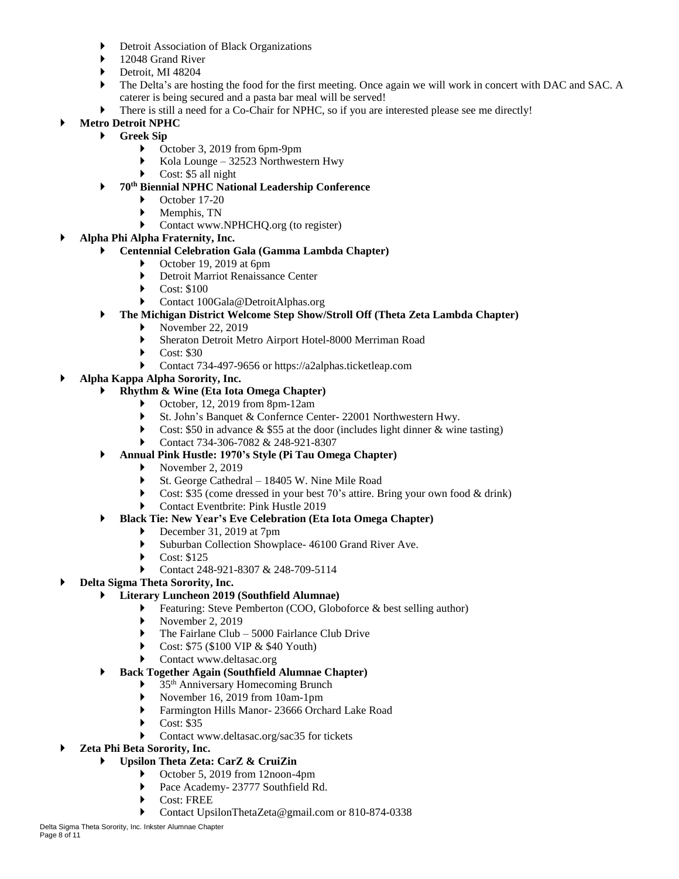- Detroit Association of Black Organizations
  - 12048 Grand River
  - Detroit, MI 48204
  - The Delta's are hosting the food for the first meeting. Once again we will work in concert with DAC and SAC. A caterer is being secured and a pasta bar meal will be served!
  - There is still a need for a Co-Chair for NPHC, so if you are interested please see me directly!
- **Metro Detroit NPHC**
  - **Greek Sip**
    - October 3, 2019 from 6pm-9pm
    - Kola Lounge – 32523 Northwestern Hwy
    - Cost: $5 all night
  - **70th Biennial NPHC National Leadership Conference**
    - October 17-20
    - Memphis, TN
    - Contact www.NPHCHQ.org (to register)
- **Alpha Phi Alpha Fraternity, Inc.**
  - **Centennial Celebration Gala (Gamma Lambda Chapter)**
    - October 19, 2019 at 6pm
    - Detroit Marriot Renaissance Center
    - Cost: $100
    - Contact 100Gala@DetroitAlphas.org
  - **The Michigan District Welcome Step Show/Stroll Off (Theta Zeta Lambda Chapter)**
    - November 22, 2019
    - Sheraton Detroit Metro Airport Hotel-8000 Merriman Road
    - Cost: $30
    - Contact 734-497-9656 or https://a2alphas.ticketleap.com
- **Alpha Kappa Alpha Sorority, Inc.**
  - **Rhythm & Wine (Eta Iota Omega Chapter)**
    - October, 12, 2019 from 8pm-12am
    - St. John's Banquet & Confernce Center- 22001 Northwestern Hwy.
    - Cost: $50 in advance & $55 at the door (includes light dinner & wine tasting)
    - Contact 734-306-7082 & 248-921-8307
  - **Annual Pink Hustle: 1970's Style (Pi Tau Omega Chapter)**
    - November 2, 2019
    - St. George Cathedral – 18405 W. Nine Mile Road
    - Cost: $35 (come dressed in your best 70's attire. Bring your own food & drink)
    - Contact Eventbrite: Pink Hustle 2019
  - **Black Tie: New Year's Eve Celebration (Eta Iota Omega Chapter)**
    - December 31, 2019 at 7pm
    - Suburban Collection Showplace- 46100 Grand River Ave.
    - Cost: $125
    - Contact 248-921-8307 & 248-709-5114
- **Delta Sigma Theta Sorority, Inc.**
  - **Literary Luncheon 2019 (Southfield Alumnae)**
    - Featuring: Steve Pemberton (COO, Globoforce & best selling author)
    - November 2, 2019
    - The Fairlane Club – 5000 Fairlance Club Drive
    - Cost: $75 ($100 VIP & $40 Youth)
    - Contact www.deltasac.org
  - **Back Together Again (Southfield Alumnae Chapter)**
    - 35th Anniversary Homecoming Brunch
    - November 16, 2019 from 10am-1pm
    - Farmington Hills Manor- 23666 Orchard Lake Road
    - Cost: $35
    - Contact www.deltasac.org/sac35 for tickets
- **Zeta Phi Beta Sorority, Inc.**
  - **Upsilon Theta Zeta: CarZ & CruiZin**
    - October 5, 2019 from 12noon-4pm
    - Pace Academy- 23777 Southfield Rd.
    - Cost: FREE
    - Contact UpsilonThetaZeta@gmail.com or 810-874-0338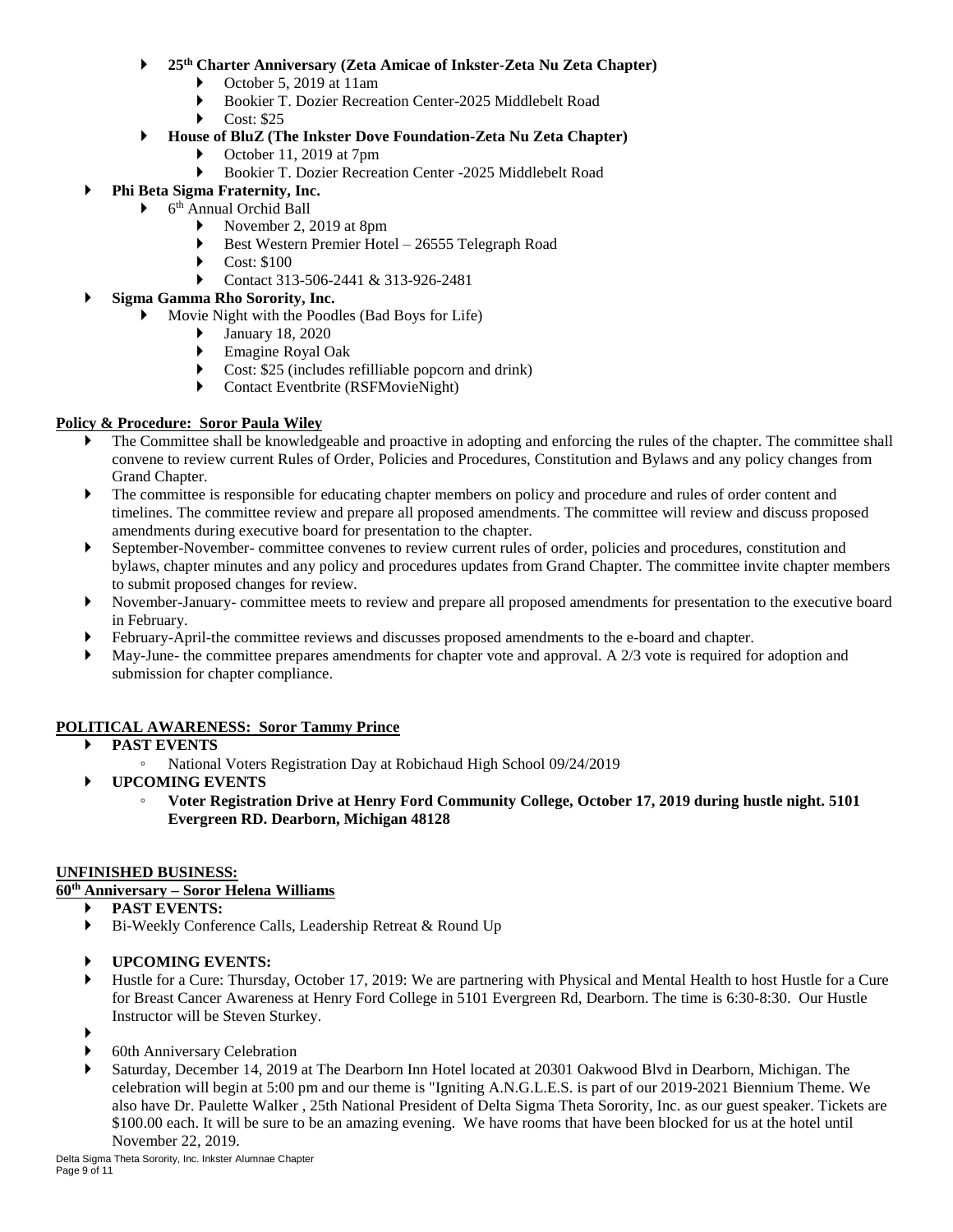- **25th Charter Anniversary (Zeta Amicae of Inkster-Zeta Nu Zeta Chapter)**
    - October 5, 2019 at 11am
    - Bookier T. Dozier Recreation Center-2025 Middlebelt Road
    - Cost: $25
- **House of BluZ (The Inkster Dove Foundation-Zeta Nu Zeta Chapter)**
    - October 11, 2019 at 7pm
    - Bookier T. Dozier Recreation Center -2025 Middlebelt Road

- **Phi Beta Sigma Fraternity, Inc.**
    - 6th Annual Orchid Ball
        - November 2, 2019 at 8pm
        - Best Western Premier Hotel – 26555 Telegraph Road
        - Cost: $100
        - Contact 313-506-2441 & 313-926-2481
- **Sigma Gamma Rho Sorority, Inc.**
    - Movie Night with the Poodles (Bad Boys for Life)
        - January 18, 2020
        - Emagine Royal Oak
        - Cost: $25 (includes refilliable popcorn and drink)
        - Contact Eventbrite (RSFMovieNight)

**Policy & Procedure: Soror Paula Wiley**

- The Committee shall be knowledgeable and proactive in adopting and enforcing the rules of the chapter. The committee shall convene to review current Rules of Order, Policies and Procedures, Constitution and Bylaws and any policy changes from Grand Chapter.
- The committee is responsible for educating chapter members on policy and procedure and rules of order content and timelines. The committee review and prepare all proposed amendments. The committee will review and discuss proposed amendments during executive board for presentation to the chapter.
- September-November- committee convenes to review current rules of order, policies and procedures, constitution and bylaws, chapter minutes and any policy and procedures updates from Grand Chapter. The committee invite chapter members to submit proposed changes for review.
- November-January- committee meets to review and prepare all proposed amendments for presentation to the executive board in February.
- February-April-the committee reviews and discusses proposed amendments to the e-board and chapter.
- May-June- the committee prepares amendments for chapter vote and approval. A 2/3 vote is required for adoption and submission for chapter compliance.

**POLITICAL AWARENESS: Soror Tammy Prince**

- **PAST EVENTS**
    - National Voters Registration Day at Robichaud High School 09/24/2019
- **UPCOMING EVENTS**
    - **Voter Registration Drive at Henry Ford Community College, October 17, 2019 during hustle night. 5101 Evergreen RD. Dearborn, Michigan 48128**

**UNFINISHED BUSINESS:**

**60th Anniversary – Soror Helena Williams**

- **PAST EVENTS:**
- Bi-Weekly Conference Calls, Leadership Retreat & Round Up

- **UPCOMING EVENTS:**
- Hustle for a Cure: Thursday, October 17, 2019: We are partnering with Physical and Mental Health to host Hustle for a Cure for Breast Cancer Awareness at Henry Ford College in 5101 Evergreen Rd, Dearborn. The time is 6:30-8:30. Our Hustle Instructor will be Steven Sturkey.
- 
- 60th Anniversary Celebration
- Saturday, December 14, 2019 at The Dearborn Inn Hotel located at 20301 Oakwood Blvd in Dearborn, Michigan. The celebration will begin at 5:00 pm and our theme is "Igniting A.N.G.L.E.S. is part of our 2019-2021 Biennium Theme. We also have Dr. Paulette Walker , 25th National President of Delta Sigma Theta Sorority, Inc. as our guest speaker. Tickets are $100.00 each. It will be sure to be an amazing evening. We have rooms that have been blocked for us at the hotel until November 22, 2019.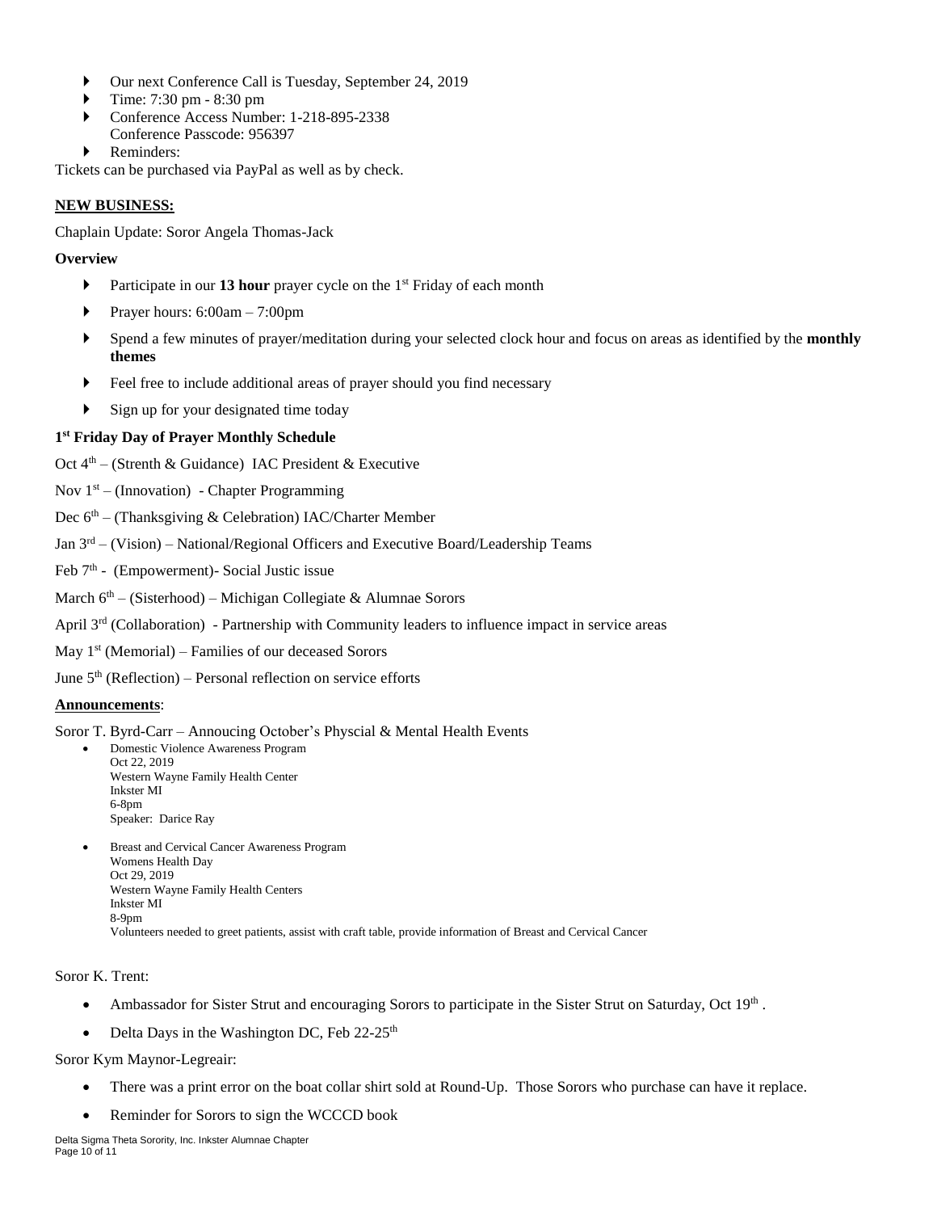- Our next Conference Call is Tuesday, September 24, 2019
- Time: 7:30 pm - 8:30 pm
- Conference Access Number: 1-218-895-2338
  Conference Passcode: 956397
- Reminders:

Tickets can be purchased via PayPal as well as by check.

**NEW BUSINESS:**

Chaplain Update: Soror Angela Thomas-Jack

**Overview**

- Participate in our **13 hour** prayer cycle on the 1st Friday of each month
- Prayer hours: 6:00am – 7:00pm
- Spend a few minutes of prayer/meditation during your selected clock hour and focus on areas as identified by the **monthly themes**
- Feel free to include additional areas of prayer should you find necessary
- Sign up for your designated time today

**1st Friday Day of Prayer Monthly Schedule**

Oct 4th – (Strenth & Guidance) IAC President & Executive

Nov 1st – (Innovation) - Chapter Programming

Dec 6th – (Thanksgiving & Celebration) IAC/Charter Member

Jan 3rd – (Vision) – National/Regional Officers and Executive Board/Leadership Teams

Feb 7th - (Empowerment)- Social Justic issue

March 6th – (Sisterhood) – Michigan Collegiate & Alumnae Sorors

April 3rd (Collaboration) - Partnership with Community leaders to influence impact in service areas

May 1st (Memorial) – Families of our deceased Sorors

June 5th (Reflection) – Personal reflection on service efforts

**Announcements**:

Soror T. Byrd-Carr – Annoucing October's Physcial & Mental Health Events

- Domestic Violence Awareness Program
  Oct 22, 2019
  Western Wayne Family Health Center
  Inkster MI
  6-8pm
  Speaker: Darice Ray
- Breast and Cervical Cancer Awareness Program
  Womens Health Day
  Oct 29, 2019
  Western Wayne Family Health Centers
  Inkster MI
  8-9pm
  Volunteers needed to greet patients, assist with craft table, provide information of Breast and Cervical Cancer

Soror K. Trent:

- Ambassador for Sister Strut and encouraging Sorors to participate in the Sister Strut on Saturday, Oct 19th .
- Delta Days in the Washington DC, Feb 22-25th

Soror Kym Maynor-Legreair:

- There was a print error on the boat collar shirt sold at Round-Up. Those Sorors who purchase can have it replace.
- Reminder for Sorors to sign the WCCCD book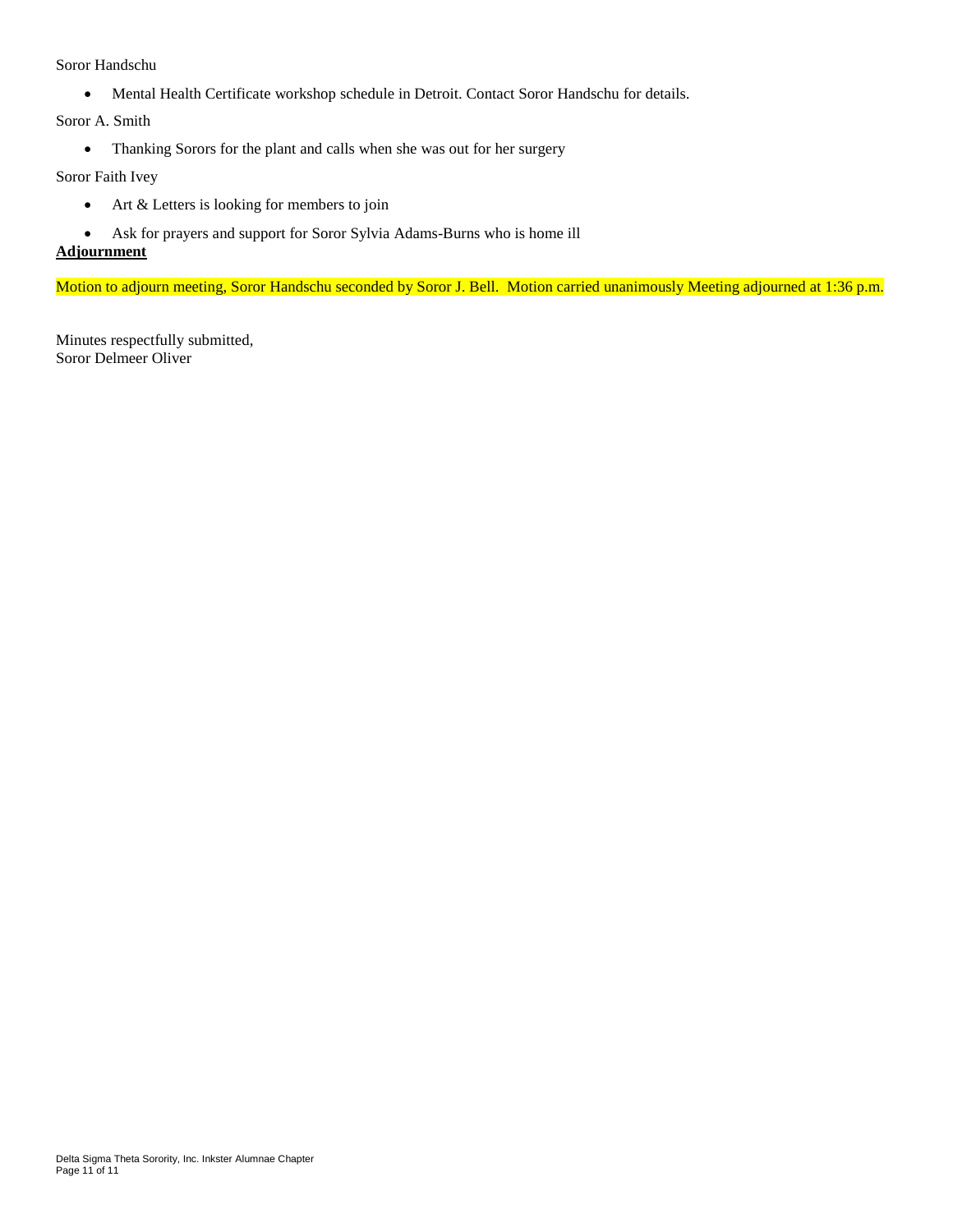Soror Handschu

- Mental Health Certificate workshop schedule in Detroit. Contact Soror Handschu for details.

Soror A. Smith

- Thanking Sorors for the plant and calls when she was out for her surgery

Soror Faith Ivey

- Art & Letters is looking for members to join
- Ask for prayers and support for Soror Sylvia Adams-Burns who is home ill

**Adjournment**

Motion to adjourn meeting, Soror Handschu seconded by Soror J. Bell. Motion carried unanimously Meeting adjourned at 1:36 p.m.

Minutes respectfully submitted,
Soror Delmeer Oliver